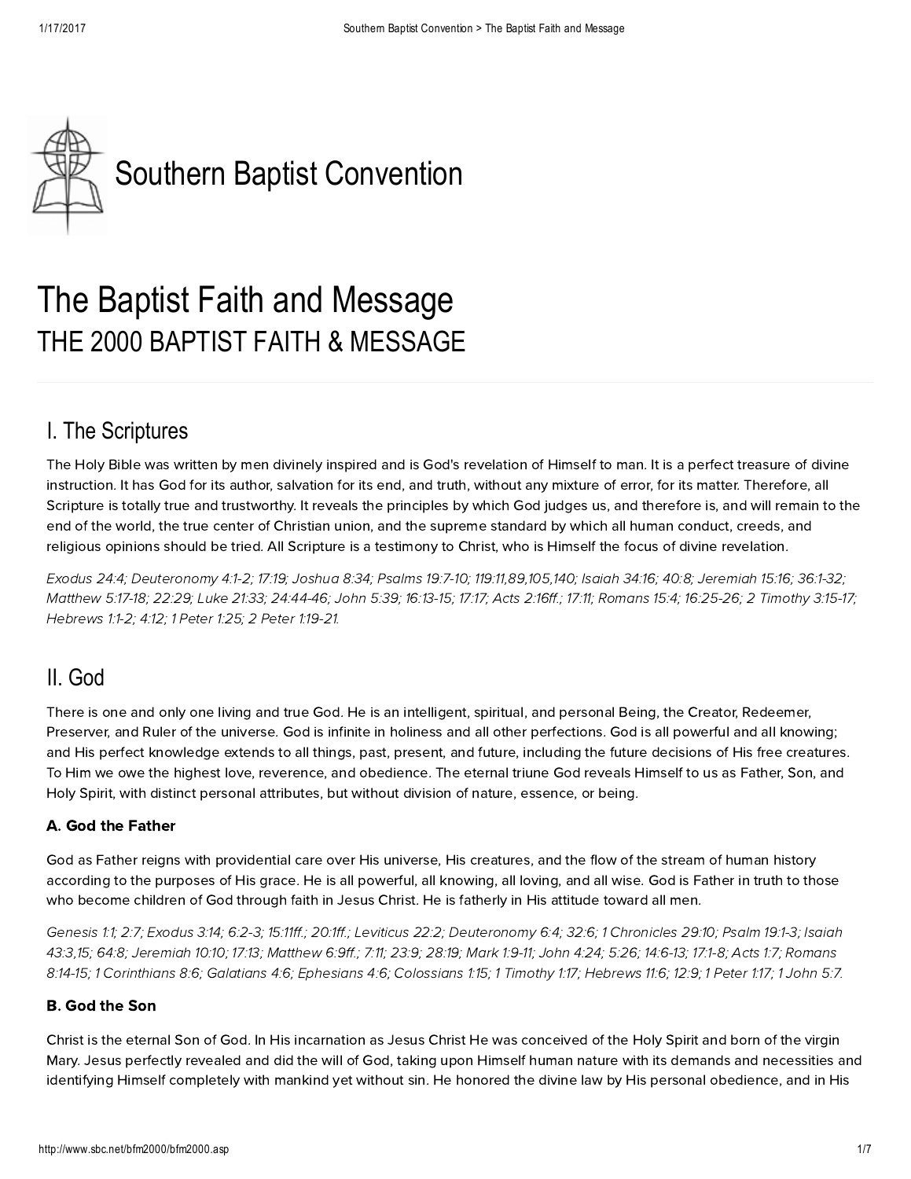Southern Baptist Convention

# The Baptist Faith and Message

## THE 2000 BAPTIST FAITH & MESSAGE

## I. The Scriptures

The Holy Bible was written by men divinely inspired and is God's revelation of Himself to man. It is a perfect treasure of divine instruction. It has God for its author, salvation for its end, and truth, without any mixture of error, for its matter. Therefore, all Scripture is totally true and trustworthy. It reveals the principles by which God judges us, and therefore is, and will remain to the end of the world, the true center of Christian union, and the supreme standard by which all human conduct, creeds, and religious opinions should be tried. All Scripture is a testimony to Christ, who is Himself the focus of divine revelation.

*Exodus 24:4; Deuteronomy 4:1-2; 17:19; Joshua 8:34; Psalms 19:7-10; 119:11,89,105,140; Isaiah 34:16; 40:8; Jeremiah 15:16; 36:1-32; Matthew 5:17-18; 22:29; Luke 21:33; 24:44-46; John 5:39; 16:13-15; 17:17; Acts 2:16ff.; 17:11; Romans 15:4; 16:25-26; 2 Timothy 3:15-17; Hebrews 1:1-2; 4:12; 1 Peter 1:25; 2 Peter 1:19-21.*

## II. God

There is one and only one living and true God. He is an intelligent, spiritual, and personal Being, the Creator, Redeemer, Preserver, and Ruler of the universe. God is infinite in holiness and all other perfections. God is all powerful and all knowing; and His perfect knowledge extends to all things, past, present, and future, including the future decisions of His free creatures. To Him we owe the highest love, reverence, and obedience. The eternal triune God reveals Himself to us as Father, Son, and Holy Spirit, with distinct personal attributes, but without division of nature, essence, or being.

### A. God the Father

God as Father reigns with providential care over His universe, His creatures, and the flow of the stream of human history according to the purposes of His grace. He is all powerful, all knowing, all loving, and all wise. God is Father in truth to those who become children of God through faith in Jesus Christ. He is fatherly in His attitude toward all men.

*Genesis 1:1; 2:7; Exodus 3:14; 6:2-3; 15:11ff.; 20:1ff.; Leviticus 22:2; Deuteronomy 6:4; 32:6; 1 Chronicles 29:10; Psalm 19:1-3; Isaiah 43:3,15; 64:8; Jeremiah 10:10; 17:13; Matthew 6:9ff.; 7:11; 23:9; 28:19; Mark 1:9-11; John 4:24; 5:26; 14:6-13; 17:1-8; Acts 1:7; Romans 8:14-15; 1 Corinthians 8:6; Galatians 4:6; Ephesians 4:6; Colossians 1:15; 1 Timothy 1:17; Hebrews 11:6; 12:9; 1 Peter 1:17; 1 John 5:7.*

### B. God the Son

Christ is the eternal Son of God. In His incarnation as Jesus Christ He was conceived of the Holy Spirit and born of the virgin Mary. Jesus perfectly revealed and did the will of God, taking upon Himself human nature with its demands and necessities and identifying Himself completely with mankind yet without sin. He honored the divine law by His personal obedience, and in His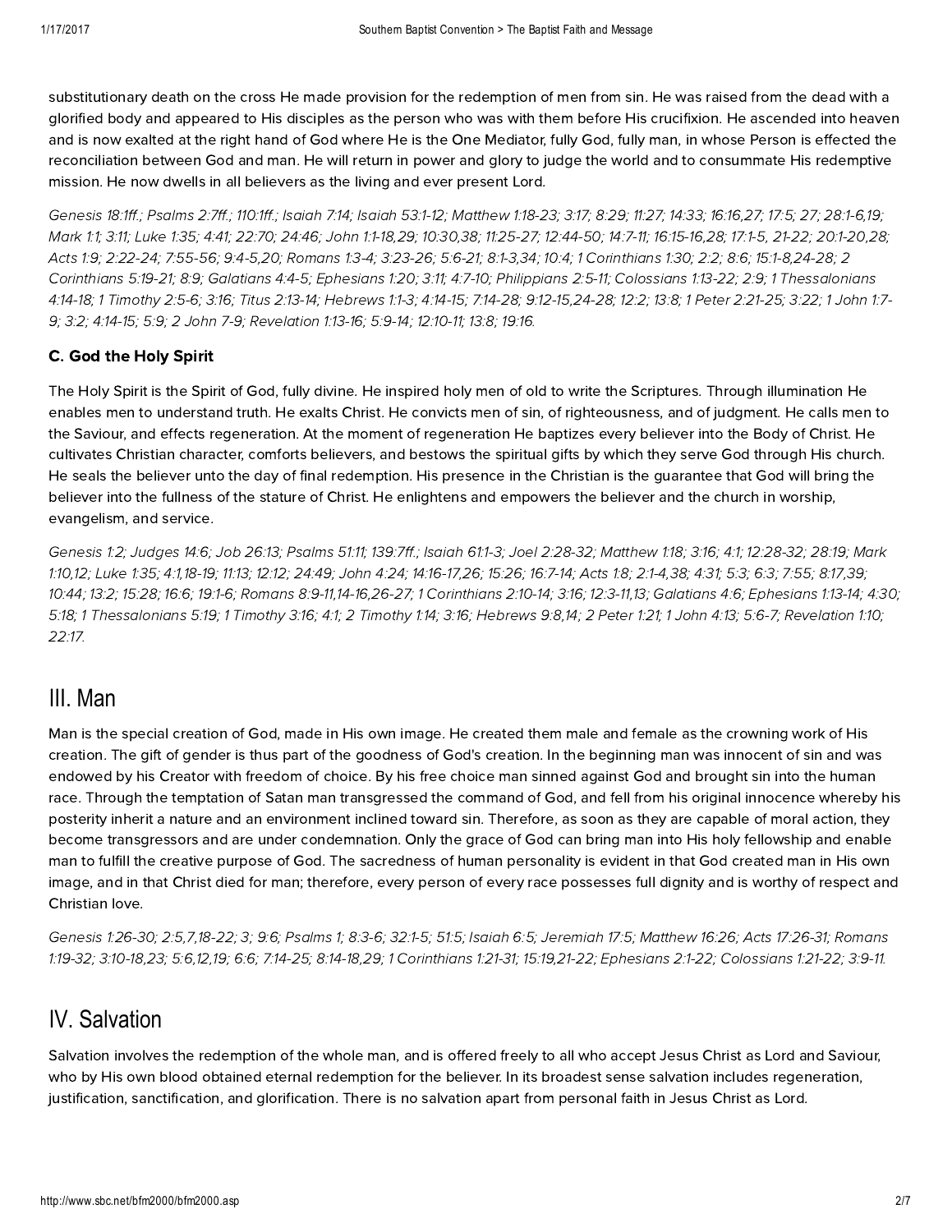substitutionary death on the cross He made provision for the redemption of men from sin. He was raised from the dead with a glorified body and appeared to His disciples as the person who was with them before His crucifixion. He ascended into heaven and is now exalted at the right hand of God where He is the One Mediator, fully God, fully man, in whose Person is effected the reconciliation between God and man. He will return in power and glory to judge the world and to consummate His redemptive mission. He now dwells in all believers as the living and ever present Lord.

*Genesis 18:1ff.; Psalms 2:7ff.; 110:1ff.; Isaiah 7:14; Isaiah 53:1-12; Matthew 1:18-23; 3:17; 8:29; 11:27; 14:33; 16:16,27; 17:5; 27; 28:1-6,19; Mark 1:1; 3:11; Luke 1:35; 4:41; 22:70; 24:46; John 1:1-18,29; 10:30,38; 11:25-27; 12:44-50; 14:7-11; 16:15-16,28; 17:1-5, 21-22; 20:1-20,28; Acts 1:9; 2:22-24; 7:55-56; 9:4-5,20; Romans 1:3-4; 3:23-26; 5:6-21; 8:1-3,34; 10:4; 1 Corinthians 1:30; 2:2; 8:6; 15:1-8,24-28; 2 Corinthians 5:19-21; 8:9; Galatians 4:4-5; Ephesians 1:20; 3:11; 4:7-10; Philippians 2:5-11; Colossians 1:13-22; 2:9; 1 Thessalonians 4:14-18; 1 Timothy 2:5-6; 3:16; Titus 2:13-14; Hebrews 1:1-3; 4:14-15; 7:14-28; 9:12-15,24-28; 12:2; 13:8; 1 Peter 2:21-25; 3:22; 1 John 1:7-9; 3:2; 4:14-15; 5:9; 2 John 7-9; Revelation 1:13-16; 5:9-14; 12:10-11; 13:8; 19:16.*

### C. God the Holy Spirit

The Holy Spirit is the Spirit of God, fully divine. He inspired holy men of old to write the Scriptures. Through illumination He enables men to understand truth. He exalts Christ. He convicts men of sin, of righteousness, and of judgment. He calls men to the Saviour, and effects regeneration. At the moment of regeneration He baptizes every believer into the Body of Christ. He cultivates Christian character, comforts believers, and bestows the spiritual gifts by which they serve God through His church. He seals the believer unto the day of final redemption. His presence in the Christian is the guarantee that God will bring the believer into the fullness of the stature of Christ. He enlightens and empowers the believer and the church in worship, evangelism, and service.

*Genesis 1:2; Judges 14:6; Job 26:13; Psalms 51:11; 139:7ff.; Isaiah 61:1-3; Joel 2:28-32; Matthew 1:18; 3:16; 4:1; 12:28-32; 28:19; Mark 1:10,12; Luke 1:35; 4:1,18-19; 11:13; 12:12; 24:49; John 4:24; 14:16-17,26; 15:26; 16:7-14; Acts 1:8; 2:1-4,38; 4:31; 5:3; 6:3; 7:55; 8:17,39; 10:44; 13:2; 15:28; 16:6; 19:1-6; Romans 8:9-11,14-16,26-27; 1 Corinthians 2:10-14; 3:16; 12:3-11,13; Galatians 4:6; Ephesians 1:13-14; 4:30; 5:18; 1 Thessalonians 5:19; 1 Timothy 3:16; 4:1; 2 Timothy 1:14; 3:16; Hebrews 9:8,14; 2 Peter 1:21; 1 John 4:13; 5:6-7; Revelation 1:10; 22:17.*

## III. Man

Man is the special creation of God, made in His own image. He created them male and female as the crowning work of His creation. The gift of gender is thus part of the goodness of God's creation. In the beginning man was innocent of sin and was endowed by his Creator with freedom of choice. By his free choice man sinned against God and brought sin into the human race. Through the temptation of Satan man transgressed the command of God, and fell from his original innocence whereby his posterity inherit a nature and an environment inclined toward sin. Therefore, as soon as they are capable of moral action, they become transgressors and are under condemnation. Only the grace of God can bring man into His holy fellowship and enable man to fulfill the creative purpose of God. The sacredness of human personality is evident in that God created man in His own image, and in that Christ died for man; therefore, every person of every race possesses full dignity and is worthy of respect and Christian love.

*Genesis 1:26-30; 2:5,7,18-22; 3; 9:6; Psalms 1; 8:3-6; 32:1-5; 51:5; Isaiah 6:5; Jeremiah 17:5; Matthew 16:26; Acts 17:26-31; Romans 1:19-32; 3:10-18,23; 5:6,12,19; 6:6; 7:14-25; 8:14-18,29; 1 Corinthians 1:21-31; 15:19,21-22; Ephesians 2:1-22; Colossians 1:21-22; 3:9-11.*

## IV. Salvation

Salvation involves the redemption of the whole man, and is offered freely to all who accept Jesus Christ as Lord and Saviour, who by His own blood obtained eternal redemption for the believer. In its broadest sense salvation includes regeneration, justification, sanctification, and glorification. There is no salvation apart from personal faith in Jesus Christ as Lord.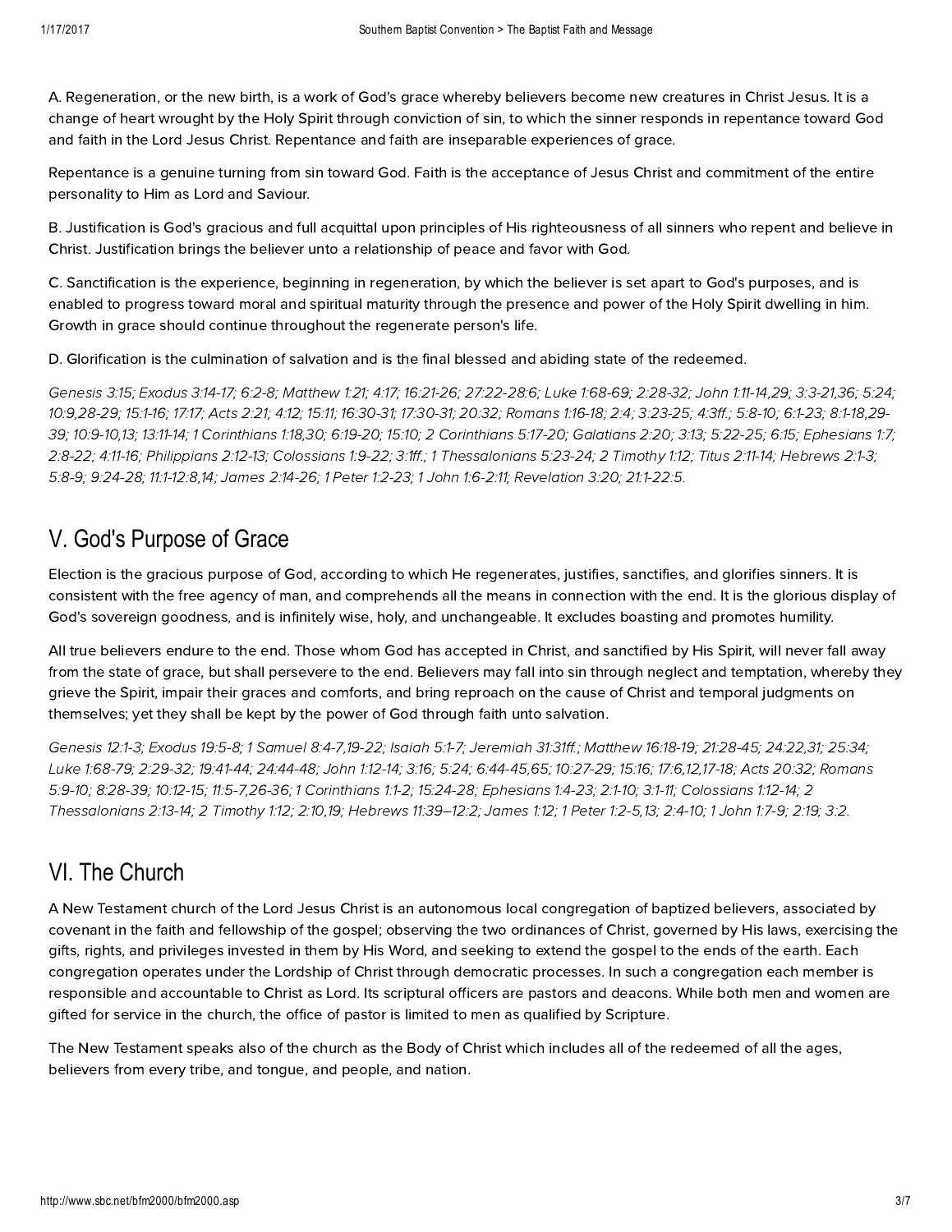A. Regeneration, or the new birth, is a work of God's grace whereby believers become new creatures in Christ Jesus. It is a change of heart wrought by the Holy Spirit through conviction of sin, to which the sinner responds in repentance toward God and faith in the Lord Jesus Christ. Repentance and faith are inseparable experiences of grace.

Repentance is a genuine turning from sin toward God. Faith is the acceptance of Jesus Christ and commitment of the entire personality to Him as Lord and Saviour.

B. Justification is God's gracious and full acquittal upon principles of His righteousness of all sinners who repent and believe in Christ. Justification brings the believer unto a relationship of peace and favor with God.

C. Sanctification is the experience, beginning in regeneration, by which the believer is set apart to God's purposes, and is enabled to progress toward moral and spiritual maturity through the presence and power of the Holy Spirit dwelling in him. Growth in grace should continue throughout the regenerate person's life.

D. Glorification is the culmination of salvation and is the final blessed and abiding state of the redeemed.

*Genesis 3:15; Exodus 3:14-17; 6:2-8; Matthew 1:21; 4:17; 16:21-26; 27:22-28:6; Luke 1:68-69; 2:28-32; John 1:11-14,29; 3:3-21,36; 5:24; 10:9,28-29; 15:1-16; 17:17; Acts 2:21; 4:12; 15:11; 16:30-31; 17:30-31; 20:32; Romans 1:16-18; 2:4; 3:23-25; 4:3ff.; 5:8-10; 6:1-23; 8:1-18,29-39; 10:9-10,13; 13:11-14; 1 Corinthians 1:18,30; 6:19-20; 15:10; 2 Corinthians 5:17-20; Galatians 2:20; 3:13; 5:22-25; 6:15; Ephesians 1:7; 2:8-22; 4:11-16; Philippians 2:12-13; Colossians 1:9-22; 3:1ff.; 1 Thessalonians 5:23-24; 2 Timothy 1:12; Titus 2:11-14; Hebrews 2:1-3; 5:8-9; 9:24-28; 11:1-12:8,14; James 2:14-26; 1 Peter 1:2-23; 1 John 1:6-2:11; Revelation 3:20; 21:1-22:5.*

## V. God's Purpose of Grace

Election is the gracious purpose of God, according to which He regenerates, justifies, sanctifies, and glorifies sinners. It is consistent with the free agency of man, and comprehends all the means in connection with the end. It is the glorious display of God's sovereign goodness, and is infinitely wise, holy, and unchangeable. It excludes boasting and promotes humility.

All true believers endure to the end. Those whom God has accepted in Christ, and sanctified by His Spirit, will never fall away from the state of grace, but shall persevere to the end. Believers may fall into sin through neglect and temptation, whereby they grieve the Spirit, impair their graces and comforts, and bring reproach on the cause of Christ and temporal judgments on themselves; yet they shall be kept by the power of God through faith unto salvation.

*Genesis 12:1-3; Exodus 19:5-8; 1 Samuel 8:4-7,19-22; Isaiah 5:1-7; Jeremiah 31:31ff.; Matthew 16:18-19; 21:28-45; 24:22,31; 25:34; Luke 1:68-79; 2:29-32; 19:41-44; 24:44-48; John 1:12-14; 3:16; 5:24; 6:44-45,65; 10:27-29; 15:16; 17:6,12,17-18; Acts 20:32; Romans 5:9-10; 8:28-39; 10:12-15; 11:5-7,26-36; 1 Corinthians 1:1-2; 15:24-28; Ephesians 1:4-23; 2:1-10; 3:1-11; Colossians 1:12-14; 2 Thessalonians 2:13-14; 2 Timothy 1:12; 2:10,19; Hebrews 11:39–12:2; James 1:12; 1 Peter 1:2-5,13; 2:4-10; 1 John 1:7-9; 2:19; 3:2.*

## VI. The Church

A New Testament church of the Lord Jesus Christ is an autonomous local congregation of baptized believers, associated by covenant in the faith and fellowship of the gospel; observing the two ordinances of Christ, governed by His laws, exercising the gifts, rights, and privileges invested in them by His Word, and seeking to extend the gospel to the ends of the earth. Each congregation operates under the Lordship of Christ through democratic processes. In such a congregation each member is responsible and accountable to Christ as Lord. Its scriptural officers are pastors and deacons. While both men and women are gifted for service in the church, the office of pastor is limited to men as qualified by Scripture.

The New Testament speaks also of the church as the Body of Christ which includes all of the redeemed of all the ages, believers from every tribe, and tongue, and people, and nation.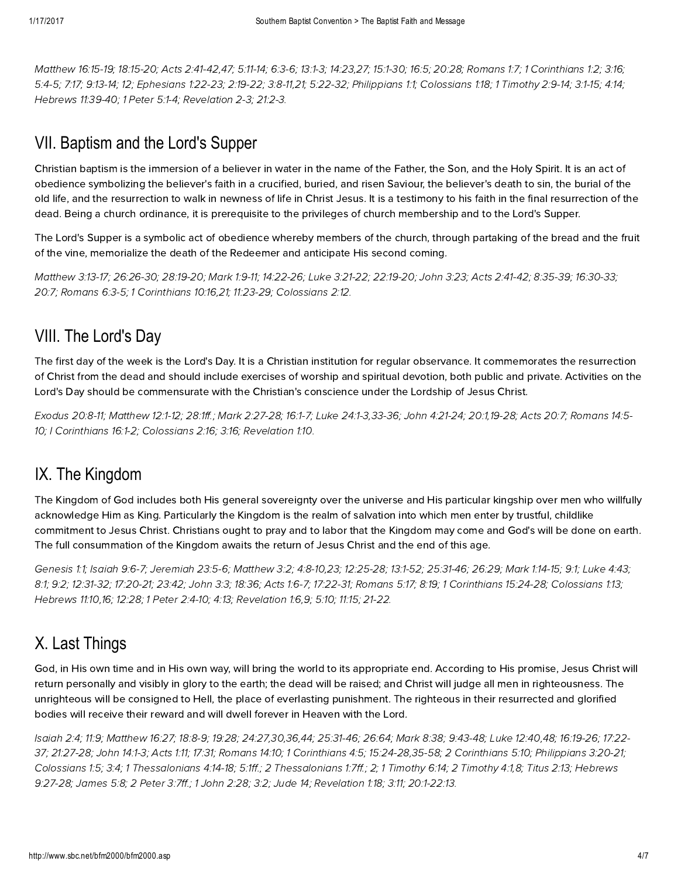*Matthew 16:15-19; 18:15-20; Acts 2:41-42,47; 5:11-14; 6:3-6; 13:1-3; 14:23,27; 15:1-30; 16:5; 20:28; Romans 1:7; 1 Corinthians 1:2; 3:16; 5:4-5; 7:17; 9:13-14; 12; Ephesians 1:22-23; 2:19-22; 3:8-11,21; 5:22-32; Philippians 1:1; Colossians 1:18; 1 Timothy 2:9-14; 3:1-15; 4:14; Hebrews 11:39-40; 1 Peter 5:1-4; Revelation 2-3; 21:2-3.*

## VII. Baptism and the Lord's Supper

Christian baptism is the immersion of a believer in water in the name of the Father, the Son, and the Holy Spirit. It is an act of obedience symbolizing the believer's faith in a crucified, buried, and risen Saviour, the believer's death to sin, the burial of the old life, and the resurrection to walk in newness of life in Christ Jesus. It is a testimony to his faith in the final resurrection of the dead. Being a church ordinance, it is prerequisite to the privileges of church membership and to the Lord's Supper.

The Lord's Supper is a symbolic act of obedience whereby members of the church, through partaking of the bread and the fruit of the vine, memorialize the death of the Redeemer and anticipate His second coming.

*Matthew 3:13-17; 26:26-30; 28:19-20; Mark 1:9-11; 14:22-26; Luke 3:21-22; 22:19-20; John 3:23; Acts 2:41-42; 8:35-39; 16:30-33; 20:7; Romans 6:3-5; 1 Corinthians 10:16,21; 11:23-29; Colossians 2:12.*

## VIII. The Lord's Day

The first day of the week is the Lord's Day. It is a Christian institution for regular observance. It commemorates the resurrection of Christ from the dead and should include exercises of worship and spiritual devotion, both public and private. Activities on the Lord's Day should be commensurate with the Christian's conscience under the Lordship of Jesus Christ.

*Exodus 20:8-11; Matthew 12:1-12; 28:1ff.; Mark 2:27-28; 16:1-7; Luke 24:1-3,33-36; John 4:21-24; 20:1,19-28; Acts 20:7; Romans 14:5-10; I Corinthians 16:1-2; Colossians 2:16; 3:16; Revelation 1:10.*

## IX. The Kingdom

The Kingdom of God includes both His general sovereignty over the universe and His particular kingship over men who willfully acknowledge Him as King. Particularly the Kingdom is the realm of salvation into which men enter by trustful, childlike commitment to Jesus Christ. Christians ought to pray and to labor that the Kingdom may come and God's will be done on earth. The full consummation of the Kingdom awaits the return of Jesus Christ and the end of this age.

*Genesis 1:1; Isaiah 9:6-7; Jeremiah 23:5-6; Matthew 3:2; 4:8-10,23; 12:25-28; 13:1-52; 25:31-46; 26:29; Mark 1:14-15; 9:1; Luke 4:43; 8:1; 9:2; 12:31-32; 17:20-21; 23:42; John 3:3; 18:36; Acts 1:6-7; 17:22-31; Romans 5:17; 8:19; 1 Corinthians 15:24-28; Colossians 1:13; Hebrews 11:10,16; 12:28; 1 Peter 2:4-10; 4:13; Revelation 1:6,9; 5:10; 11:15; 21-22.*

## X. Last Things

God, in His own time and in His own way, will bring the world to its appropriate end. According to His promise, Jesus Christ will return personally and visibly in glory to the earth; the dead will be raised; and Christ will judge all men in righteousness. The unrighteous will be consigned to Hell, the place of everlasting punishment. The righteous in their resurrected and glorified bodies will receive their reward and will dwell forever in Heaven with the Lord.

*Isaiah 2:4; 11:9; Matthew 16:27; 18:8-9; 19:28; 24:27,30,36,44; 25:31-46; 26:64; Mark 8:38; 9:43-48; Luke 12:40,48; 16:19-26; 17:22-37; 21:27-28; John 14:1-3; Acts 1:11; 17:31; Romans 14:10; 1 Corinthians 4:5; 15:24-28,35-58; 2 Corinthians 5:10; Philippians 3:20-21; Colossians 1:5; 3:4; 1 Thessalonians 4:14-18; 5:1ff.; 2 Thessalonians 1:7ff.; 2; 1 Timothy 6:14; 2 Timothy 4:1,8; Titus 2:13; Hebrews 9:27-28; James 5:8; 2 Peter 3:7ff.; 1 John 2:28; 3:2; Jude 14; Revelation 1:18; 3:11; 20:1-22:13.*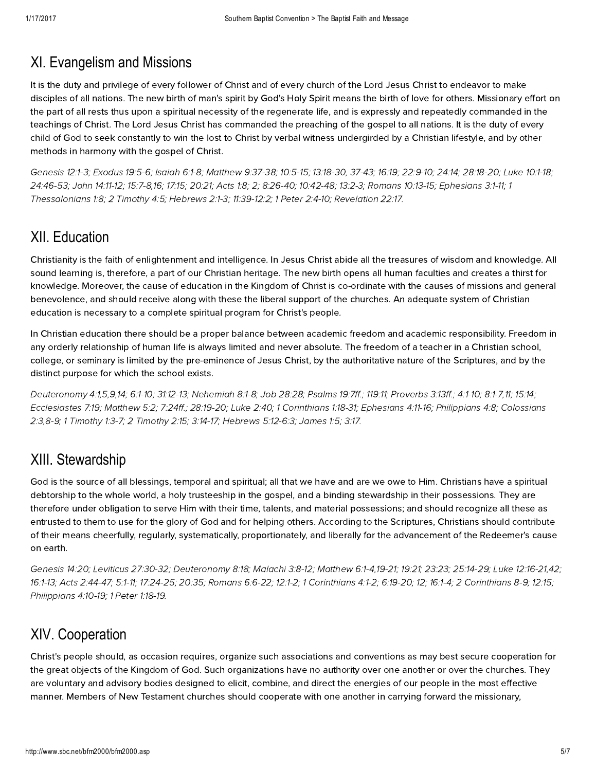## XI. Evangelism and Missions

It is the duty and privilege of every follower of Christ and of every church of the Lord Jesus Christ to endeavor to make disciples of all nations. The new birth of man's spirit by God's Holy Spirit means the birth of love for others. Missionary effort on the part of all rests thus upon a spiritual necessity of the regenerate life, and is expressly and repeatedly commanded in the teachings of Christ. The Lord Jesus Christ has commanded the preaching of the gospel to all nations. It is the duty of every child of God to seek constantly to win the lost to Christ by verbal witness undergirded by a Christian lifestyle, and by other methods in harmony with the gospel of Christ.

*Genesis 12:1-3; Exodus 19:5-6; Isaiah 6:1-8; Matthew 9:37-38; 10:5-15; 13:18-30, 37-43; 16:19; 22:9-10; 24:14; 28:18-20; Luke 10:1-18; 24:46-53; John 14:11-12; 15:7-8,16; 17:15; 20:21; Acts 1:8; 2; 8:26-40; 10:42-48; 13:2-3; Romans 10:13-15; Ephesians 3:1-11; 1 Thessalonians 1:8; 2 Timothy 4:5; Hebrews 2:1-3; 11:39-12:2; 1 Peter 2:4-10; Revelation 22:17.*

## XII. Education

Christianity is the faith of enlightenment and intelligence. In Jesus Christ abide all the treasures of wisdom and knowledge. All sound learning is, therefore, a part of our Christian heritage. The new birth opens all human faculties and creates a thirst for knowledge. Moreover, the cause of education in the Kingdom of Christ is co-ordinate with the causes of missions and general benevolence, and should receive along with these the liberal support of the churches. An adequate system of Christian education is necessary to a complete spiritual program for Christ's people.

In Christian education there should be a proper balance between academic freedom and academic responsibility. Freedom in any orderly relationship of human life is always limited and never absolute. The freedom of a teacher in a Christian school, college, or seminary is limited by the pre-eminence of Jesus Christ, by the authoritative nature of the Scriptures, and by the distinct purpose for which the school exists.

*Deuteronomy 4:1,5,9,14; 6:1-10; 31:12-13; Nehemiah 8:1-8; Job 28:28; Psalms 19:7ff.; 119:11; Proverbs 3:13ff.; 4:1-10; 8:1-7,11; 15:14; Ecclesiastes 7:19; Matthew 5:2; 7:24ff.; 28:19-20; Luke 2:40; 1 Corinthians 1:18-31; Ephesians 4:11-16; Philippians 4:8; Colossians 2:3,8-9; 1 Timothy 1:3-7; 2 Timothy 2:15; 3:14-17; Hebrews 5:12-6:3; James 1:5; 3:17.*

## XIII. Stewardship

God is the source of all blessings, temporal and spiritual; all that we have and are we owe to Him. Christians have a spiritual debtorship to the whole world, a holy trusteeship in the gospel, and a binding stewardship in their possessions. They are therefore under obligation to serve Him with their time, talents, and material possessions; and should recognize all these as entrusted to them to use for the glory of God and for helping others. According to the Scriptures, Christians should contribute of their means cheerfully, regularly, systematically, proportionately, and liberally for the advancement of the Redeemer's cause on earth.

*Genesis 14:20; Leviticus 27:30-32; Deuteronomy 8:18; Malachi 3:8-12; Matthew 6:1-4,19-21; 19:21; 23:23; 25:14-29; Luke 12:16-21,42; 16:1-13; Acts 2:44-47; 5:1-11; 17:24-25; 20:35; Romans 6:6-22; 12:1-2; 1 Corinthians 4:1-2; 6:19-20; 12; 16:1-4; 2 Corinthians 8-9; 12:15; Philippians 4:10-19; 1 Peter 1:18-19.*

## XIV. Cooperation

Christ's people should, as occasion requires, organize such associations and conventions as may best secure cooperation for the great objects of the Kingdom of God. Such organizations have no authority over one another or over the churches. They are voluntary and advisory bodies designed to elicit, combine, and direct the energies of our people in the most effective manner. Members of New Testament churches should cooperate with one another in carrying forward the missionary,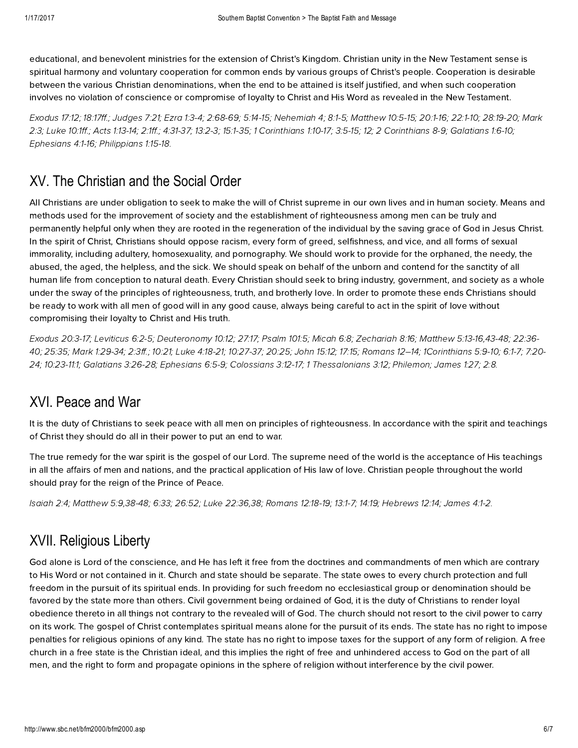educational, and benevolent ministries for the extension of Christ's Kingdom. Christian unity in the New Testament sense is spiritual harmony and voluntary cooperation for common ends by various groups of Christ's people. Cooperation is desirable between the various Christian denominations, when the end to be attained is itself justified, and when such cooperation involves no violation of conscience or compromise of loyalty to Christ and His Word as revealed in the New Testament.

*Exodus 17:12; 18:17ff.; Judges 7:21; Ezra 1:3-4; 2:68-69; 5:14-15; Nehemiah 4; 8:1-5; Matthew 10:5-15; 20:1-16; 22:1-10; 28:19-20; Mark 2:3; Luke 10:1ff.; Acts 1:13-14; 2:1ff.; 4:31-37; 13:2-3; 15:1-35; 1 Corinthians 1:10-17; 3:5-15; 12; 2 Corinthians 8-9; Galatians 1:6-10; Ephesians 4:1-16; Philippians 1:15-18.*

## XV. The Christian and the Social Order

All Christians are under obligation to seek to make the will of Christ supreme in our own lives and in human society. Means and methods used for the improvement of society and the establishment of righteousness among men can be truly and permanently helpful only when they are rooted in the regeneration of the individual by the saving grace of God in Jesus Christ. In the spirit of Christ, Christians should oppose racism, every form of greed, selfishness, and vice, and all forms of sexual immorality, including adultery, homosexuality, and pornography. We should work to provide for the orphaned, the needy, the abused, the aged, the helpless, and the sick. We should speak on behalf of the unborn and contend for the sanctity of all human life from conception to natural death. Every Christian should seek to bring industry, government, and society as a whole under the sway of the principles of righteousness, truth, and brotherly love. In order to promote these ends Christians should be ready to work with all men of good will in any good cause, always being careful to act in the spirit of love without compromising their loyalty to Christ and His truth.

*Exodus 20:3-17; Leviticus 6:2-5; Deuteronomy 10:12; 27:17; Psalm 101:5; Micah 6:8; Zechariah 8:16; Matthew 5:13-16,43-48; 22:36-40; 25:35; Mark 1:29-34; 2:3ff.; 10:21; Luke 4:18-21; 10:27-37; 20:25; John 15:12; 17:15; Romans 12–14; 1Corinthians 5:9-10; 6:1-7; 7:20-24; 10:23-11:1; Galatians 3:26-28; Ephesians 6:5-9; Colossians 3:12-17; 1 Thessalonians 3:12; Philemon; James 1:27; 2:8.*

## XVI. Peace and War

It is the duty of Christians to seek peace with all men on principles of righteousness. In accordance with the spirit and teachings of Christ they should do all in their power to put an end to war.

The true remedy for the war spirit is the gospel of our Lord. The supreme need of the world is the acceptance of His teachings in all the affairs of men and nations, and the practical application of His law of love. Christian people throughout the world should pray for the reign of the Prince of Peace.

*Isaiah 2:4; Matthew 5:9,38-48; 6:33; 26:52; Luke 22:36,38; Romans 12:18-19; 13:1-7; 14:19; Hebrews 12:14; James 4:1-2.*

## XVII. Religious Liberty

God alone is Lord of the conscience, and He has left it free from the doctrines and commandments of men which are contrary to His Word or not contained in it. Church and state should be separate. The state owes to every church protection and full freedom in the pursuit of its spiritual ends. In providing for such freedom no ecclesiastical group or denomination should be favored by the state more than others. Civil government being ordained of God, it is the duty of Christians to render loyal obedience thereto in all things not contrary to the revealed will of God. The church should not resort to the civil power to carry on its work. The gospel of Christ contemplates spiritual means alone for the pursuit of its ends. The state has no right to impose penalties for religious opinions of any kind. The state has no right to impose taxes for the support of any form of religion. A free church in a free state is the Christian ideal, and this implies the right of free and unhindered access to God on the part of all men, and the right to form and propagate opinions in the sphere of religion without interference by the civil power.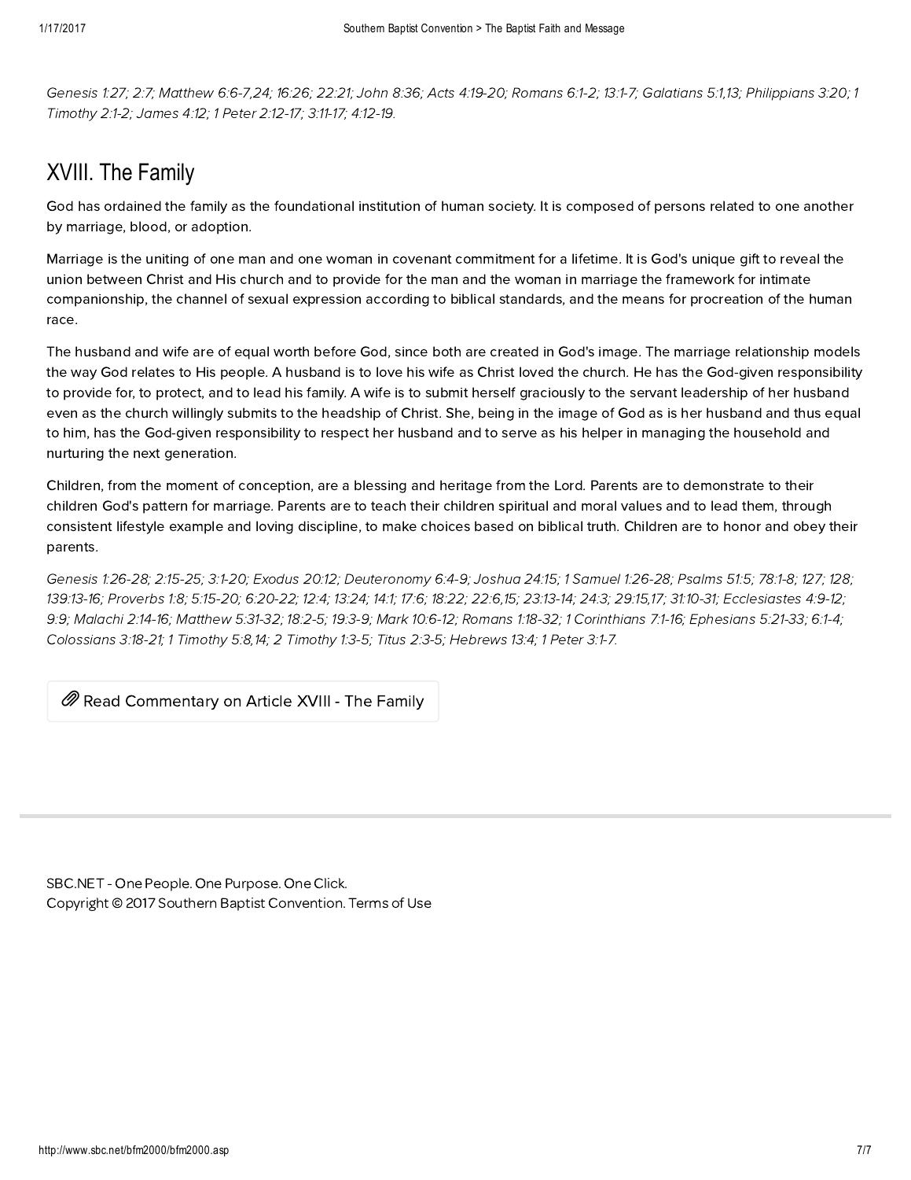*Genesis 1:27; 2:7; Matthew 6:6-7,24; 16:26; 22:21; John 8:36; Acts 4:19-20; Romans 6:1-2; 13:1-7; Galatians 5:1,13; Philippians 3:20; 1 Timothy 2:1-2; James 4:12; 1 Peter 2:12-17; 3:11-17; 4:12-19.*

## XVIII. The Family

God has ordained the family as the foundational institution of human society. It is composed of persons related to one another by marriage, blood, or adoption.

Marriage is the uniting of one man and one woman in covenant commitment for a lifetime. It is God's unique gift to reveal the union between Christ and His church and to provide for the man and the woman in marriage the framework for intimate companionship, the channel of sexual expression according to biblical standards, and the means for procreation of the human race.

The husband and wife are of equal worth before God, since both are created in God's image. The marriage relationship models the way God relates to His people. A husband is to love his wife as Christ loved the church. He has the God-given responsibility to provide for, to protect, and to lead his family. A wife is to submit herself graciously to the servant leadership of her husband even as the church willingly submits to the headship of Christ. She, being in the image of God as is her husband and thus equal to him, has the God-given responsibility to respect her husband and to serve as his helper in managing the household and nurturing the next generation.

Children, from the moment of conception, are a blessing and heritage from the Lord. Parents are to demonstrate to their children God's pattern for marriage. Parents are to teach their children spiritual and moral values and to lead them, through consistent lifestyle example and loving discipline, to make choices based on biblical truth. Children are to honor and obey their parents.

*Genesis 1:26-28; 2:15-25; 3:1-20; Exodus 20:12; Deuteronomy 6:4-9; Joshua 24:15; 1 Samuel 1:26-28; Psalms 51:5; 78:1-8; 127; 128; 139:13-16; Proverbs 1:8; 5:15-20; 6:20-22; 12:4; 13:24; 14:1; 17:6; 18:22; 22:6,15; 23:13-14; 24:3; 29:15,17; 31:10-31; Ecclesiastes 4:9-12; 9:9; Malachi 2:14-16; Matthew 5:31-32; 18:2-5; 19:3-9; Mark 10:6-12; Romans 1:18-32; 1 Corinthians 7:1-16; Ephesians 5:21-33; 6:1-4; Colossians 3:18-21; 1 Timothy 5:8,14; 2 Timothy 1:3-5; Titus 2:3-5; Hebrews 13:4; 1 Peter 3:1-7.*

Read Commentary on Article XVIII - The Family

SBC.NET - One People. One Purpose. One Click.
Copyright © 2017 Southern Baptist Convention. Terms of Use